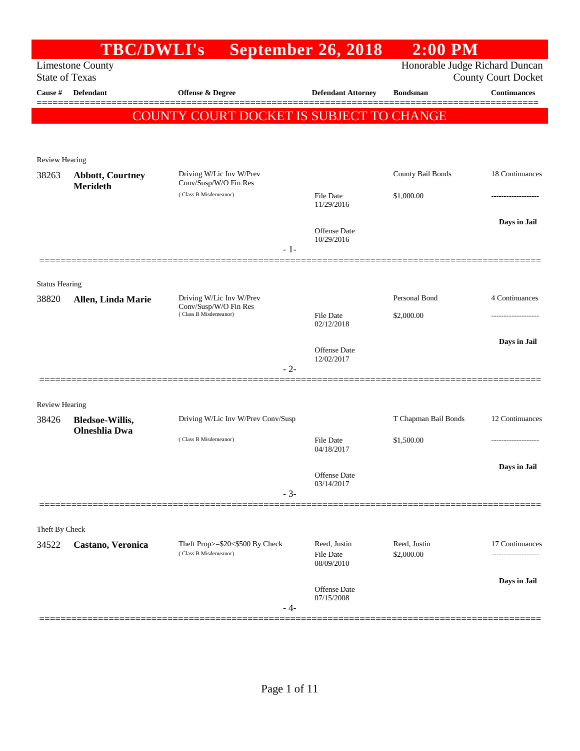# TBC/DWLI's September 26, 2018 2:00 PM

Limestone County
State of Texas

Honorable Judge Richard Duncan
County Court Docket

| Cause # | Defendant | Offense & Degree | Defendant Attorney | Bondsman | Continuances |
|---|---|---|---|---|---|

**COUNTY COURT DOCKET IS SUBJECT TO CHANGE**

---

Review Hearing

| Cause # | Defendant | Offense & Degree | Defendant Attorney | Bondsman | Continuances |
|---|---|---|---|---|---|
| 38263 | **Abbott, Courtney Merideth** | Driving W/Lic Inv W/Prev Conv/Susp/W/O Fin Res ( Class B Misdemeanor) | File Date 11/29/2016<br>Offense Date 10/29/2016 | County Bail Bonds<br>$1,000.00 | 18 Continuances<br>-------------------<br>**Days in Jail** |

- 1-

---

Status Hearing

| Cause # | Defendant | Offense & Degree | Defendant Attorney | Bondsman | Continuances |
|---|---|---|---|---|---|
| 38820 | **Allen, Linda Marie** | Driving W/Lic Inv W/Prev Conv/Susp/W/O Fin Res ( Class B Misdemeanor) | File Date 02/12/2018<br>Offense Date 12/02/2017 | Personal Bond<br>$2,000.00 | 4 Continuances<br>-------------------<br>**Days in Jail** |

- 2-

---

Review Hearing

| Cause # | Defendant | Offense & Degree | Defendant Attorney | Bondsman | Continuances |
|---|---|---|---|---|---|
| 38426 | **Bledsoe-Willis, Olneshlia Dwa** | Driving W/Lic Inv W/Prev Conv/Susp ( Class B Misdemeanor) | File Date 04/18/2017<br>Offense Date 03/14/2017 | T Chapman Bail Bonds<br>$1,500.00 | 12 Continuances<br>-------------------<br>**Days in Jail** |

- 3-

---

Theft By Check

| Cause # | Defendant | Offense & Degree | Defendant Attorney | Bondsman | Continuances |
|---|---|---|---|---|---|
| 34522 | **Castano, Veronica** | Theft Prop>=$20<$500 By Check ( Class B Misdemeanor) | Reed, Justin<br>File Date 08/09/2010<br>Offense Date 07/15/2008 | Reed, Justin<br>$2,000.00 | 17 Continuances<br>-------------------<br>**Days in Jail** |

- 4-

---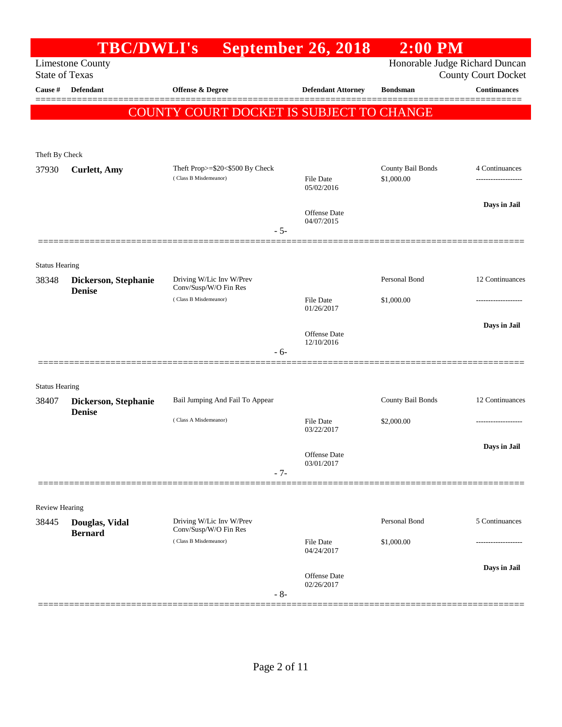# TBC/DWLI's September 26, 2018 2:00 PM

Limestone County
State of Texas

Honorable Judge Richard Duncan
County Court Docket

| Cause # | Defendant | Offense & Degree | Defendant Attorney | Bondsman | Continuances |
|---|---|---|---|---|---|

**COUNTY COURT DOCKET IS SUBJECT TO CHANGE**

Theft By Check

| Cause # | Defendant | Offense & Degree | Defendant Attorney | Bondsman | Continuances |
|---|---|---|---|---|---|
| 37930 | **Curlett, Amy** | Theft Prop>=$20<$500 By Check (Class B Misdemeanor) | File Date 05/02/2016<br>Offense Date 04/07/2015 | County Bail Bonds<br>$1,000.00 | 4 Continuances<br>-------------------<br>**Days in Jail** |

- 5-

Status Hearing

| Cause # | Defendant | Offense & Degree | Defendant Attorney | Bondsman | Continuances |
|---|---|---|---|---|---|
| 38348 | **Dickerson, Stephanie Denise** | Driving W/Lic Inv W/Prev Conv/Susp/W/O Fin Res (Class B Misdemeanor) | File Date 01/26/2017<br>Offense Date 12/10/2016 | Personal Bond<br>$1,000.00 | 12 Continuances<br>-------------------<br>**Days in Jail** |

- 6-

Status Hearing

| Cause # | Defendant | Offense & Degree | Defendant Attorney | Bondsman | Continuances |
|---|---|---|---|---|---|
| 38407 | **Dickerson, Stephanie Denise** | Bail Jumping And Fail To Appear (Class A Misdemeanor) | File Date 03/22/2017<br>Offense Date 03/01/2017 | County Bail Bonds<br>$2,000.00 | 12 Continuances<br>-------------------<br>**Days in Jail** |

- 7-

Review Hearing

| Cause # | Defendant | Offense & Degree | Defendant Attorney | Bondsman | Continuances |
|---|---|---|---|---|---|
| 38445 | **Douglas, Vidal Bernard** | Driving W/Lic Inv W/Prev Conv/Susp/W/O Fin Res (Class B Misdemeanor) | File Date 04/24/2017<br>Offense Date 02/26/2017 | Personal Bond<br>$1,000.00 | 5 Continuances<br>-------------------<br>**Days in Jail** |

- 8-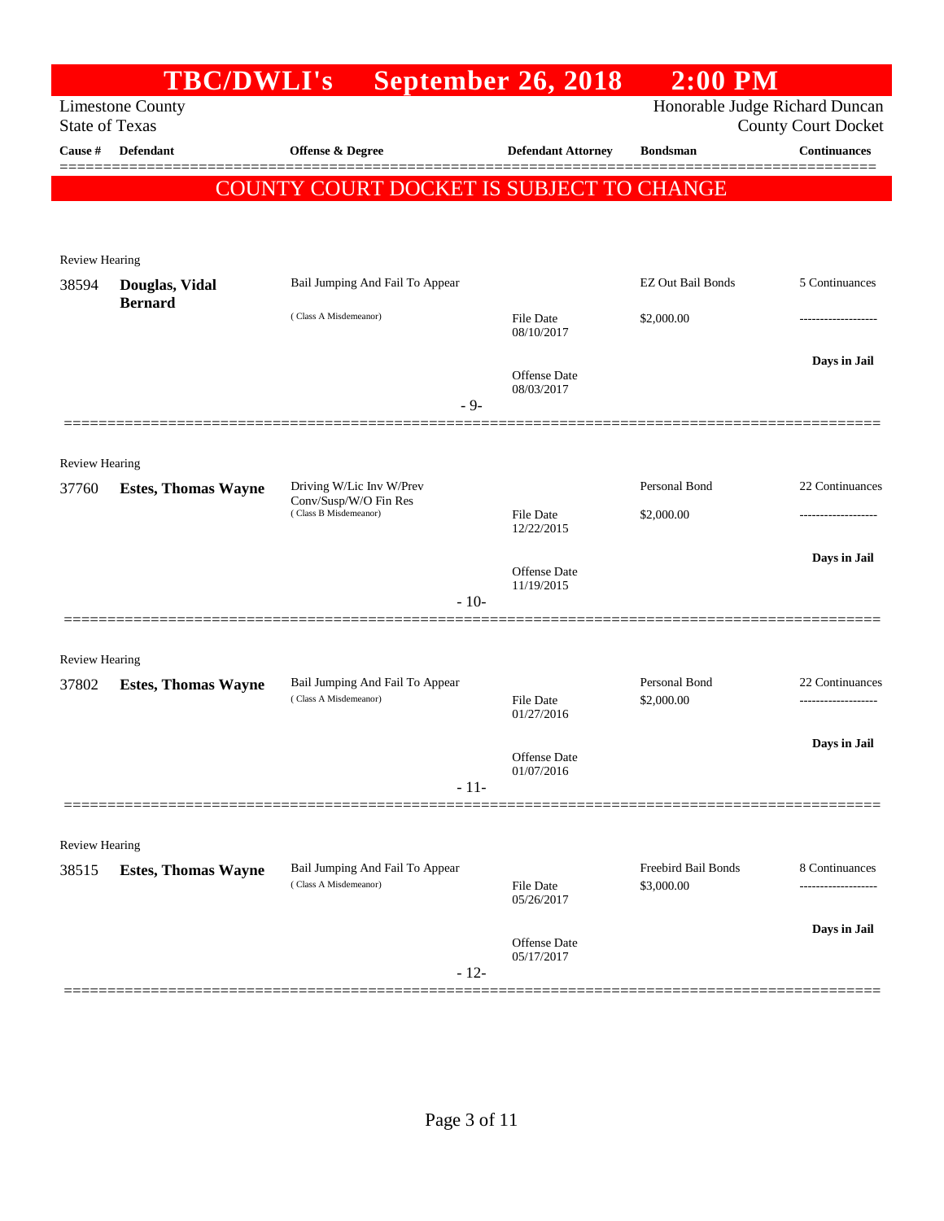# TBC/DWLI's September 26, 2018 2:00 PM

Limestone County
State of Texas

Honorable Judge Richard Duncan
County Court Docket

| Cause # | Defendant | Offense & Degree | Defendant Attorney | Bondsman | Continuances |
|---|---|---|---|---|---|

**COUNTY COURT DOCKET IS SUBJECT TO CHANGE**

Review Hearing

| Cause # | Defendant | Offense & Degree | Defendant Attorney | Bondsman | Continuances |
|---|---|---|---|---|---|
| 38594 | **Douglas, Vidal Bernard** | Bail Jumping And Fail To Appear (Class A Misdemeanor) | File Date 08/10/2017 | EZ Out Bail Bonds $2,000.00 | 5 Continuances |
| | | | Offense Date 08/03/2017 | | Days in Jail |

- 9-

Review Hearing

| Cause # | Defendant | Offense & Degree | Defendant Attorney | Bondsman | Continuances |
|---|---|---|---|---|---|
| 37760 | **Estes, Thomas Wayne** | Driving W/Lic Inv W/Prev Conv/Susp/W/O Fin Res (Class B Misdemeanor) | File Date 12/22/2015 | Personal Bond $2,000.00 | 22 Continuances |
| | | | Offense Date 11/19/2015 | | Days in Jail |

- 10-

Review Hearing

| Cause # | Defendant | Offense & Degree | Defendant Attorney | Bondsman | Continuances |
|---|---|---|---|---|---|
| 37802 | **Estes, Thomas Wayne** | Bail Jumping And Fail To Appear (Class A Misdemeanor) | File Date 01/27/2016 | Personal Bond $2,000.00 | 22 Continuances |
| | | | Offense Date 01/07/2016 | | Days in Jail |

- 11-

Review Hearing

| Cause # | Defendant | Offense & Degree | Defendant Attorney | Bondsman | Continuances |
|---|---|---|---|---|---|
| 38515 | **Estes, Thomas Wayne** | Bail Jumping And Fail To Appear (Class A Misdemeanor) | File Date 05/26/2017 | Freebird Bail Bonds $3,000.00 | 8 Continuances |
| | | | Offense Date 05/17/2017 | | Days in Jail |

- 12-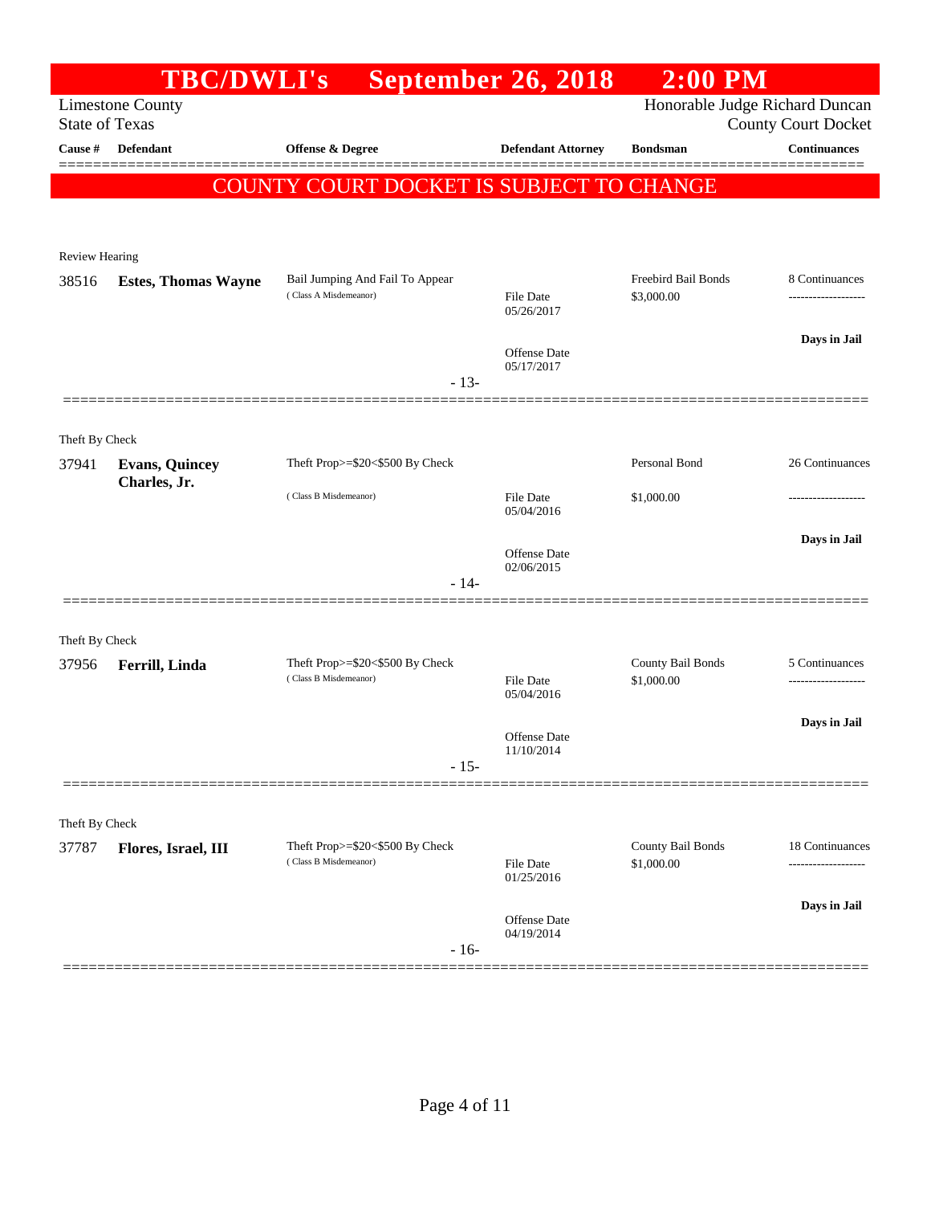# TBC/DWLI's September 26, 2018 2:00 PM

Limestone County
State of Texas

Honorable Judge Richard Duncan
County Court Docket

| Cause # | Defendant | Offense & Degree | Defendant Attorney | Bondsman | Continuances |
|---|---|---|---|---|---|

**COUNTY COURT DOCKET IS SUBJECT TO CHANGE**

Review Hearing

| Cause # | Defendant | Offense & Degree | Defendant Attorney | Bondsman | Continuances |
|---|---|---|---|---|---|
| 38516 | **Estes, Thomas Wayne** | Bail Jumping And Fail To Appear (Class A Misdemeanor) | File Date 05/26/2017; Offense Date 05/17/2017 | Freebird Bail Bonds $3,000.00 | 8 Continuances; Days in Jail |

- 13-

Theft By Check

| Cause # | Defendant | Offense & Degree | Defendant Attorney | Bondsman | Continuances |
|---|---|---|---|---|---|
| 37941 | **Evans, Quincey Charles, Jr.** | Theft Prop>=$20<$500 By Check (Class B Misdemeanor) | File Date 05/04/2016; Offense Date 02/06/2015 | Personal Bond $1,000.00 | 26 Continuances; Days in Jail |

- 14-

Theft By Check

| Cause # | Defendant | Offense & Degree | Defendant Attorney | Bondsman | Continuances |
|---|---|---|---|---|---|
| 37956 | **Ferrill, Linda** | Theft Prop>=$20<$500 By Check (Class B Misdemeanor) | File Date 05/04/2016; Offense Date 11/10/2014 | County Bail Bonds $1,000.00 | 5 Continuances; Days in Jail |

- 15-

Theft By Check

| Cause # | Defendant | Offense & Degree | Defendant Attorney | Bondsman | Continuances |
|---|---|---|---|---|---|
| 37787 | **Flores, Israel, III** | Theft Prop>=$20<$500 By Check (Class B Misdemeanor) | File Date 01/25/2016; Offense Date 04/19/2014 | County Bail Bonds $1,000.00 | 18 Continuances; Days in Jail |

- 16-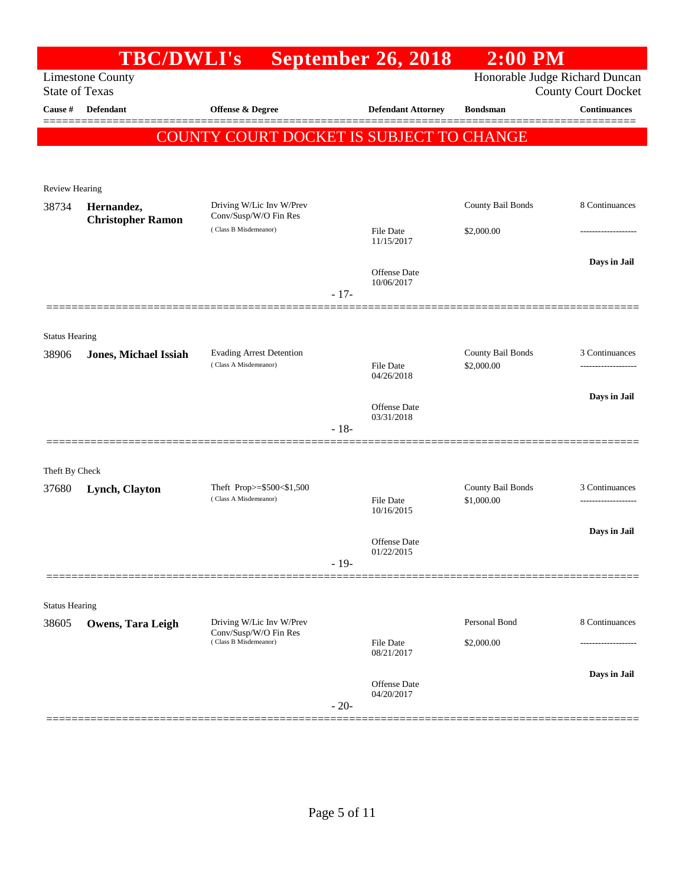# TBC/DWLI's September 26, 2018 2:00 PM

Limestone County
State of Texas

Honorable Judge Richard Duncan
County Court Docket

| Cause # | Defendant | Offense & Degree | Defendant Attorney | Bondsman | Continuances |
|---|---|---|---|---|---|

**COUNTY COURT DOCKET IS SUBJECT TO CHANGE**

Review Hearing

| Cause # | Defendant | Offense & Degree | Defendant Attorney | Bondsman | Continuances |
|---|---|---|---|---|---|
| 38734 | **Hernandez, Christopher Ramon** | Driving W/Lic Inv W/Prev Conv/Susp/W/O Fin Res (Class B Misdemeanor) | File Date 11/15/2017 | County Bail Bonds $2,000.00 | 8 Continuances |
| | | | Offense Date 10/06/2017 | | Days in Jail |

- 17-

Status Hearing

| Cause # | Defendant | Offense & Degree | Defendant Attorney | Bondsman | Continuances |
|---|---|---|---|---|---|
| 38906 | **Jones, Michael Issiah** | Evading Arrest Detention (Class A Misdemeanor) | File Date 04/26/2018 | County Bail Bonds $2,000.00 | 3 Continuances |
| | | | Offense Date 03/31/2018 | | Days in Jail |

- 18-

Theft By Check

| Cause # | Defendant | Offense & Degree | Defendant Attorney | Bondsman | Continuances |
|---|---|---|---|---|---|
| 37680 | **Lynch, Clayton** | Theft Prop>=$500<$1,500 (Class A Misdemeanor) | File Date 10/16/2015 | County Bail Bonds $1,000.00 | 3 Continuances |
| | | | Offense Date 01/22/2015 | | Days in Jail |

- 19-

Status Hearing

| Cause # | Defendant | Offense & Degree | Defendant Attorney | Bondsman | Continuances |
|---|---|---|---|---|---|
| 38605 | **Owens, Tara Leigh** | Driving W/Lic Inv W/Prev Conv/Susp/W/O Fin Res (Class B Misdemeanor) | File Date 08/21/2017 | Personal Bond $2,000.00 | 8 Continuances |
| | | | Offense Date 04/20/2017 | | Days in Jail |

- 20-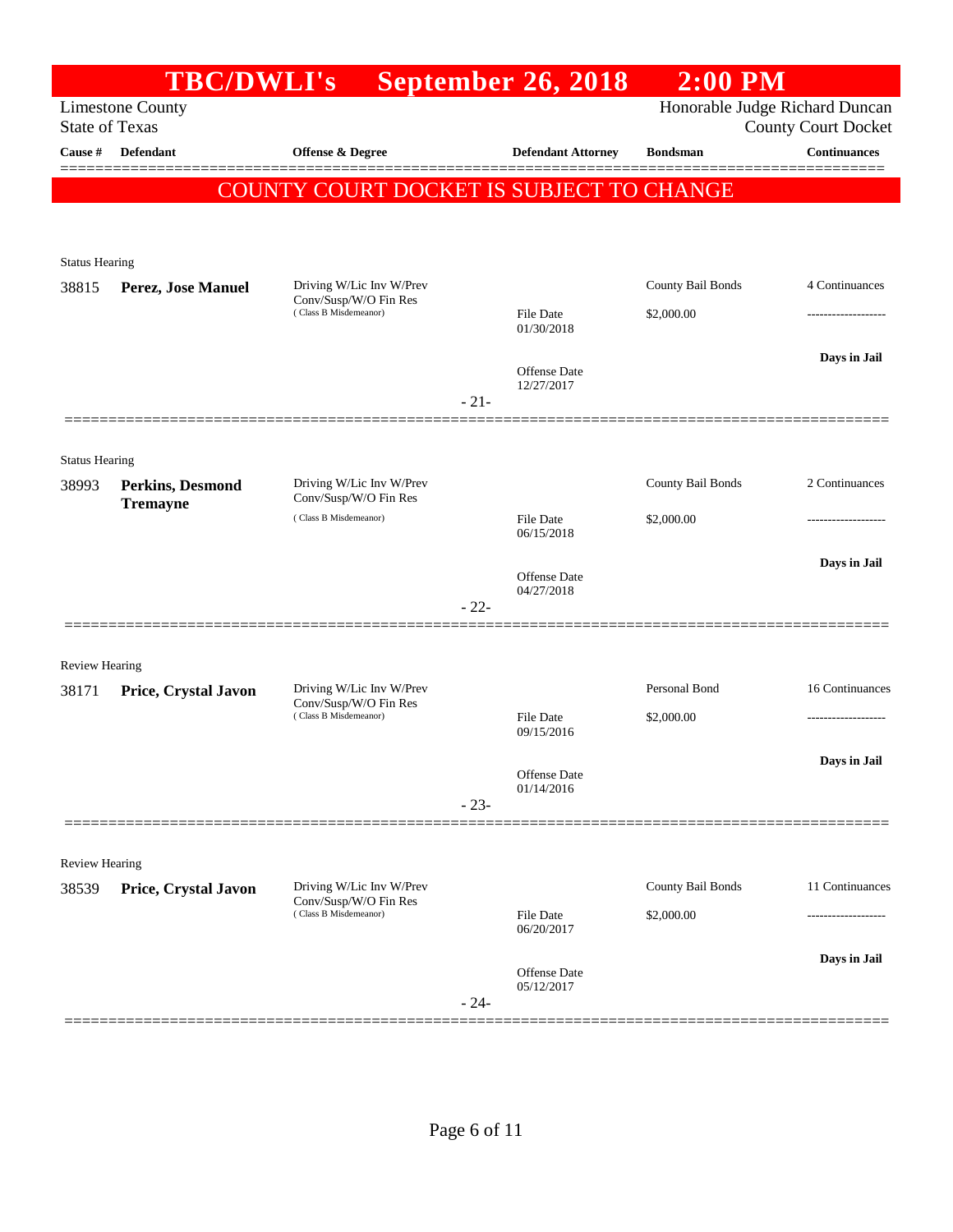# TBC/DWLI's September 26, 2018 2:00 PM

Limestone County
State of Texas

Honorable Judge Richard Duncan
County Court Docket

| Cause # | Defendant | Offense & Degree | Defendant Attorney | Bondsman | Continuances |
|---|---|---|---|---|---|

**COUNTY COURT DOCKET IS SUBJECT TO CHANGE**

Status Hearing

| Cause # | Defendant | Offense & Degree | Defendant Attorney | Bondsman | Continuances |
|---|---|---|---|---|---|
| 38815 | **Perez, Jose Manuel** | Driving W/Lic Inv W/Prev Conv/Susp/W/O Fin Res (Class B Misdemeanor) | File Date 01/30/2018 | County Bail Bonds $2,000.00 | 4 Continuances |
| | | | Offense Date 12/27/2017 | | Days in Jail |

- 21-

Status Hearing

| Cause # | Defendant | Offense & Degree | Defendant Attorney | Bondsman | Continuances |
|---|---|---|---|---|---|
| 38993 | **Perkins, Desmond Tremayne** | Driving W/Lic Inv W/Prev Conv/Susp/W/O Fin Res (Class B Misdemeanor) | File Date 06/15/2018 | County Bail Bonds $2,000.00 | 2 Continuances |
| | | | Offense Date 04/27/2018 | | Days in Jail |

- 22-

Review Hearing

| Cause # | Defendant | Offense & Degree | Defendant Attorney | Bondsman | Continuances |
|---|---|---|---|---|---|
| 38171 | **Price, Crystal Javon** | Driving W/Lic Inv W/Prev Conv/Susp/W/O Fin Res (Class B Misdemeanor) | File Date 09/15/2016 | Personal Bond $2,000.00 | 16 Continuances |
| | | | Offense Date 01/14/2016 | | Days in Jail |

- 23-

Review Hearing

| Cause # | Defendant | Offense & Degree | Defendant Attorney | Bondsman | Continuances |
|---|---|---|---|---|---|
| 38539 | **Price, Crystal Javon** | Driving W/Lic Inv W/Prev Conv/Susp/W/O Fin Res (Class B Misdemeanor) | File Date 06/20/2017 | County Bail Bonds $2,000.00 | 11 Continuances |
| | | | Offense Date 05/12/2017 | | Days in Jail |

- 24-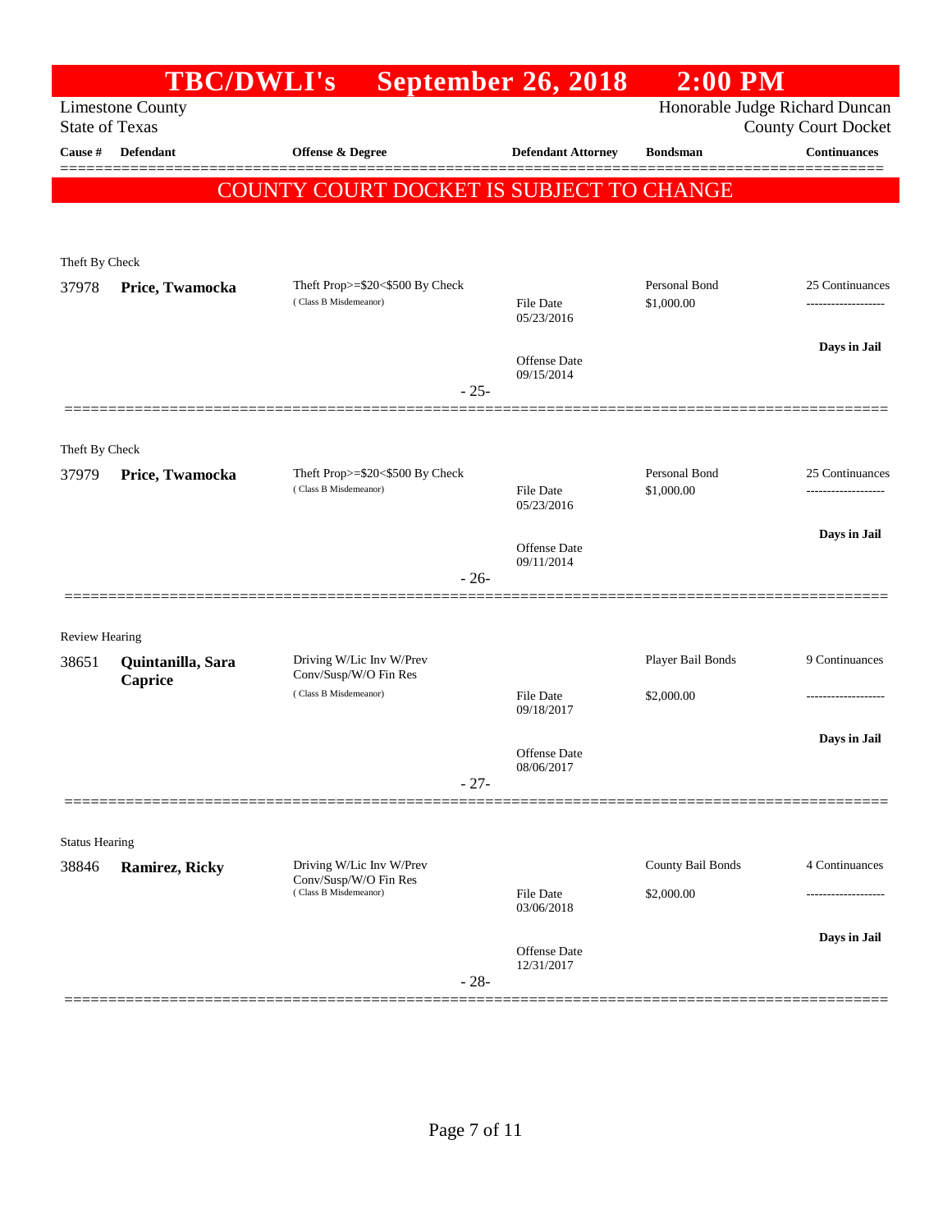# TBC/DWLI's September 26, 2018 2:00 PM

Limestone County
State of Texas

Honorable Judge Richard Duncan
County Court Docket

| Cause # | Defendant | Offense & Degree | Defendant Attorney | Bondsman | Continuances |
|---|---|---|---|---|---|

**COUNTY COURT DOCKET IS SUBJECT TO CHANGE**

---

Theft By Check

| Cause # | Defendant | Offense & Degree | Defendant Attorney | Bondsman | Continuances |
|---|---|---|---|---|---|
| 37978 | **Price, Twamocka** | Theft Prop>=$20<$500 By Check (Class B Misdemeanor) | File Date 05/23/2016<br>Offense Date 09/15/2014 | Personal Bond<br>$1,000.00 | 25 Continuances<br>-------------------<br>**Days in Jail** |

- 25-

---

Theft By Check

| Cause # | Defendant | Offense & Degree | Defendant Attorney | Bondsman | Continuances |
|---|---|---|---|---|---|
| 37979 | **Price, Twamocka** | Theft Prop>=$20<$500 By Check (Class B Misdemeanor) | File Date 05/23/2016<br>Offense Date 09/11/2014 | Personal Bond<br>$1,000.00 | 25 Continuances<br>-------------------<br>**Days in Jail** |

- 26-

---

Review Hearing

| Cause # | Defendant | Offense & Degree | Defendant Attorney | Bondsman | Continuances |
|---|---|---|---|---|---|
| 38651 | **Quintanilla, Sara Caprice** | Driving W/Lic Inv W/Prev Conv/Susp/W/O Fin Res (Class B Misdemeanor) | File Date 09/18/2017<br>Offense Date 08/06/2017 | Player Bail Bonds<br>$2,000.00 | 9 Continuances<br>-------------------<br>**Days in Jail** |

- 27-

---

Status Hearing

| Cause # | Defendant | Offense & Degree | Defendant Attorney | Bondsman | Continuances |
|---|---|---|---|---|---|
| 38846 | **Ramirez, Ricky** | Driving W/Lic Inv W/Prev Conv/Susp/W/O Fin Res (Class B Misdemeanor) | File Date 03/06/2018<br>Offense Date 12/31/2017 | County Bail Bonds<br>$2,000.00 | 4 Continuances<br>-------------------<br>**Days in Jail** |

- 28-

---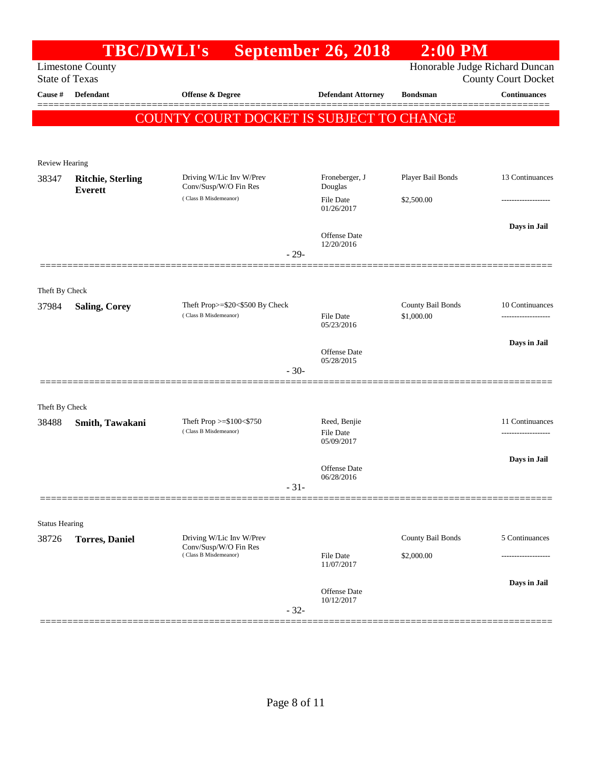# TBC/DWLI's September 26, 2018 2:00 PM

Limestone County
State of Texas

Honorable Judge Richard Duncan
County Court Docket

| Cause # | Defendant | Offense & Degree | Defendant Attorney | Bondsman | Continuances |
|---|---|---|---|---|---|

**COUNTY COURT DOCKET IS SUBJECT TO CHANGE**

Review Hearing

| Cause # | Defendant | Offense & Degree | Defendant Attorney | Bondsman | Continuances |
|---|---|---|---|---|---|
| 38347 | **Ritchie, Sterling Everett** | Driving W/Lic Inv W/Prev Conv/Susp/W/O Fin Res (Class B Misdemeanor) | Froneberger, J Douglas | Player Bail Bonds | 13 Continuances |
| | | | File Date 01/26/2017 | $2,500.00 | ------------------- |
| | | | Offense Date 12/20/2016 | | **Days in Jail** |

- 29-

Theft By Check

| Cause # | Defendant | Offense & Degree | Defendant Attorney | Bondsman | Continuances |
|---|---|---|---|---|---|
| 37984 | **Saling, Corey** | Theft Prop>=$20<$500 By Check (Class B Misdemeanor) | | County Bail Bonds | 10 Continuances |
| | | | File Date 05/23/2016 | $1,000.00 | ------------------- |
| | | | Offense Date 05/28/2015 | | **Days in Jail** |

- 30-

Theft By Check

| Cause # | Defendant | Offense & Degree | Defendant Attorney | Bondsman | Continuances |
|---|---|---|---|---|---|
| 38488 | **Smith, Tawakani** | Theft Prop >=$100<$750 (Class B Misdemeanor) | Reed, Benjie | | 11 Continuances |
| | | | File Date 05/09/2017 | | ------------------- |
| | | | Offense Date 06/28/2016 | | **Days in Jail** |

- 31-

Status Hearing

| Cause # | Defendant | Offense & Degree | Defendant Attorney | Bondsman | Continuances |
|---|---|---|---|---|---|
| 38726 | **Torres, Daniel** | Driving W/Lic Inv W/Prev Conv/Susp/W/O Fin Res (Class B Misdemeanor) | | County Bail Bonds | 5 Continuances |
| | | | File Date 11/07/2017 | $2,000.00 | ------------------- |
| | | | Offense Date 10/12/2017 | | **Days in Jail** |

- 32-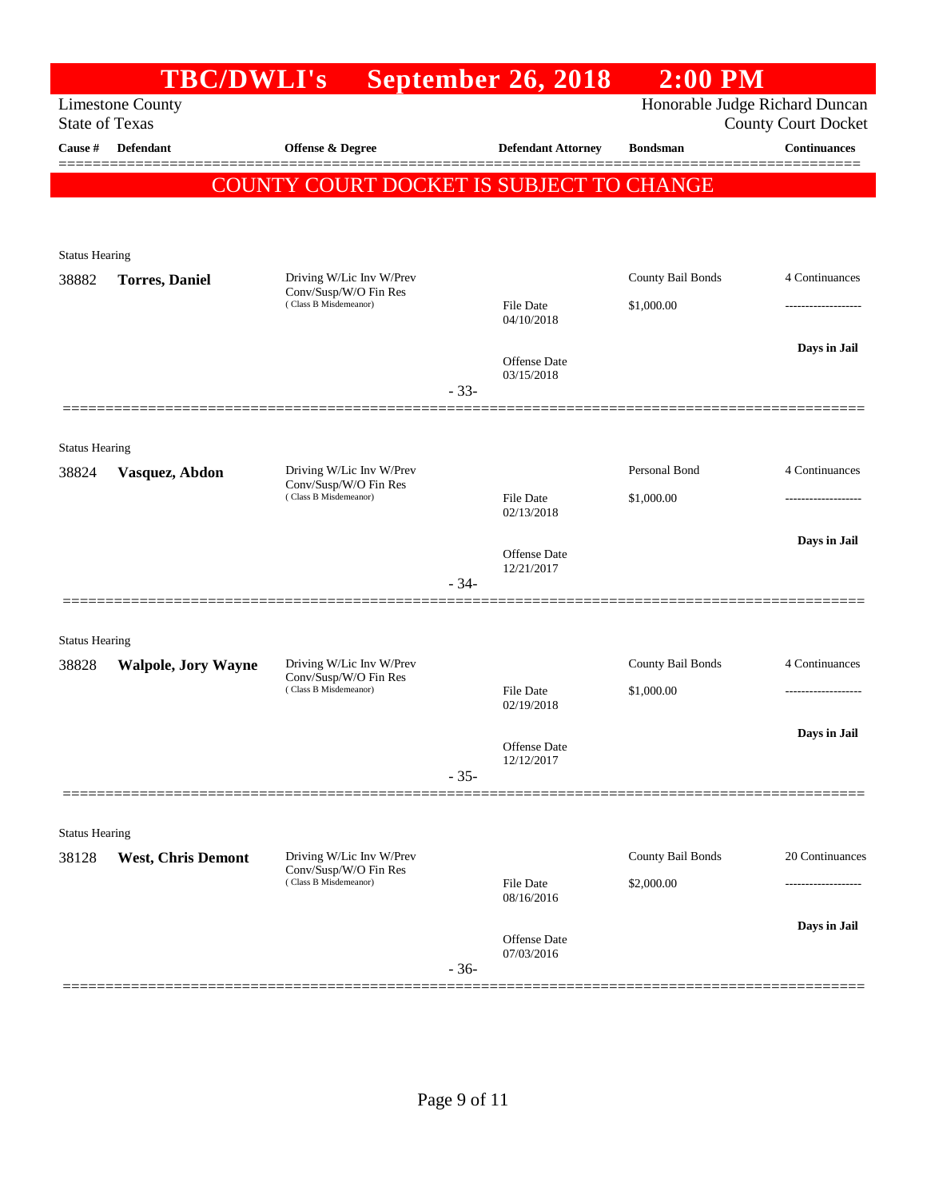# TBC/DWLI's September 26, 2018 2:00 PM

Limestone County
State of Texas

Honorable Judge Richard Duncan
County Court Docket

| Cause # | Defendant | Offense & Degree | Defendant Attorney | Bondsman | Continuances |
|---|---|---|---|---|---|

**COUNTY COURT DOCKET IS SUBJECT TO CHANGE**

Status Hearing

| Cause # | Defendant | Offense & Degree | Defendant Attorney | Bondsman | Continuances |
|---|---|---|---|---|---|
| 38882 | **Torres, Daniel** | Driving W/Lic Inv W/Prev Conv/Susp/W/O Fin Res (Class B Misdemeanor) | File Date 04/10/2018<br>Offense Date 03/15/2018 | County Bail Bonds<br>$1,000.00 | 4 Continuances<br>------------------<br>**Days in Jail** |

- 33-

Status Hearing

| Cause # | Defendant | Offense & Degree | Defendant Attorney | Bondsman | Continuances |
|---|---|---|---|---|---|
| 38824 | **Vasquez, Abdon** | Driving W/Lic Inv W/Prev Conv/Susp/W/O Fin Res (Class B Misdemeanor) | File Date 02/13/2018<br>Offense Date 12/21/2017 | Personal Bond<br>$1,000.00 | 4 Continuances<br>------------------<br>**Days in Jail** |

- 34-

Status Hearing

| Cause # | Defendant | Offense & Degree | Defendant Attorney | Bondsman | Continuances |
|---|---|---|---|---|---|
| 38828 | **Walpole, Jory Wayne** | Driving W/Lic Inv W/Prev Conv/Susp/W/O Fin Res (Class B Misdemeanor) | File Date 02/19/2018<br>Offense Date 12/12/2017 | County Bail Bonds<br>$1,000.00 | 4 Continuances<br>------------------<br>**Days in Jail** |

- 35-

Status Hearing

| Cause # | Defendant | Offense & Degree | Defendant Attorney | Bondsman | Continuances |
|---|---|---|---|---|---|
| 38128 | **West, Chris Demont** | Driving W/Lic Inv W/Prev Conv/Susp/W/O Fin Res (Class B Misdemeanor) | File Date 08/16/2016<br>Offense Date 07/03/2016 | County Bail Bonds<br>$2,000.00 | 20 Continuances<br>------------------<br>**Days in Jail** |

- 36-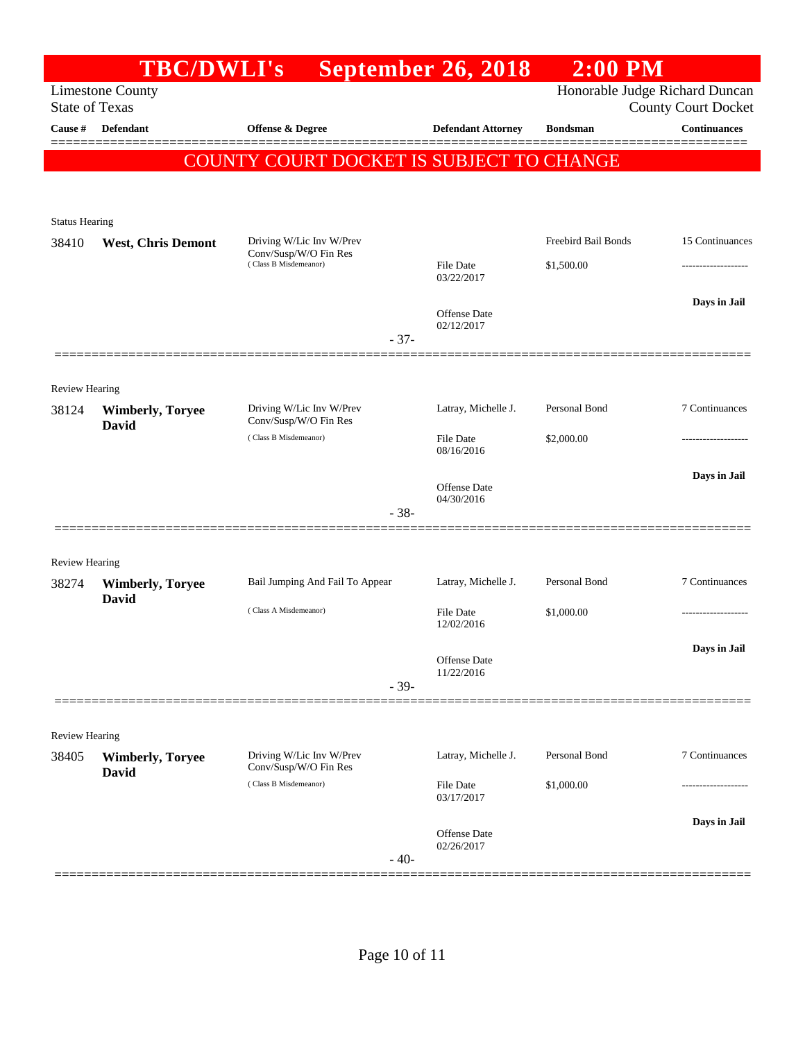# TBC/DWLI's September 26, 2018 2:00 PM

Limestone County
State of Texas

Honorable Judge Richard Duncan
County Court Docket

| Cause # | Defendant | Offense & Degree | Defendant Attorney | Bondsman | Continuances |
|---|---|---|---|---|---|

**COUNTY COURT DOCKET IS SUBJECT TO CHANGE**

Status Hearing

| Cause # | Defendant | Offense & Degree | Defendant Attorney | Bondsman | Continuances |
|---|---|---|---|---|---|
| 38410 | **West, Chris Demont** | Driving W/Lic Inv W/Prev Conv/Susp/W/O Fin Res (Class B Misdemeanor) | File Date 03/22/2017<br>Offense Date 02/12/2017 | Freebird Bail Bonds<br>$1,500.00 | 15 Continuances<br>-------------------<br>**Days in Jail** |

- 37-

Review Hearing

| Cause # | Defendant | Offense & Degree | Defendant Attorney | Bondsman | Continuances |
|---|---|---|---|---|---|
| 38124 | **Wimberly, Toryee David** | Driving W/Lic Inv W/Prev Conv/Susp/W/O Fin Res (Class B Misdemeanor) | Latray, Michelle J.<br>File Date 08/16/2016<br>Offense Date 04/30/2016 | Personal Bond<br>$2,000.00 | 7 Continuances<br>-------------------<br>**Days in Jail** |

- 38-

Review Hearing

| Cause # | Defendant | Offense & Degree | Defendant Attorney | Bondsman | Continuances |
|---|---|---|---|---|---|
| 38274 | **Wimberly, Toryee David** | Bail Jumping And Fail To Appear (Class A Misdemeanor) | Latray, Michelle J.<br>File Date 12/02/2016<br>Offense Date 11/22/2016 | Personal Bond<br>$1,000.00 | 7 Continuances<br>-------------------<br>**Days in Jail** |

- 39-

Review Hearing

| Cause # | Defendant | Offense & Degree | Defendant Attorney | Bondsman | Continuances |
|---|---|---|---|---|---|
| 38405 | **Wimberly, Toryee David** | Driving W/Lic Inv W/Prev Conv/Susp/W/O Fin Res (Class B Misdemeanor) | Latray, Michelle J.<br>File Date 03/17/2017<br>Offense Date 02/26/2017 | Personal Bond<br>$1,000.00 | 7 Continuances<br>-------------------<br>**Days in Jail** |

- 40-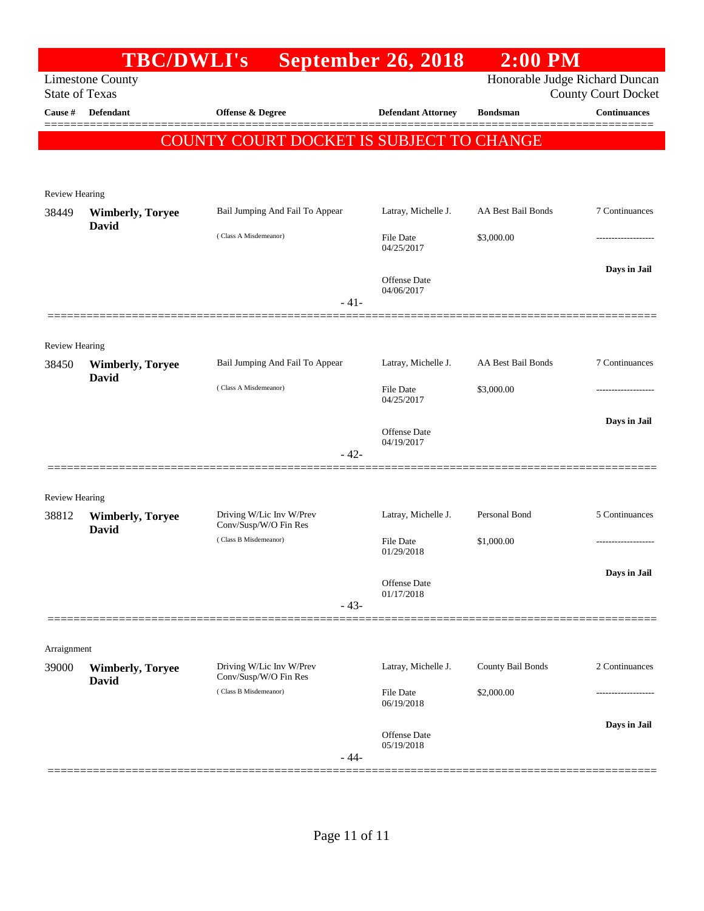# TBC/DWLI's September 26, 2018 2:00 PM

Limestone County
State of Texas

Honorable Judge Richard Duncan
County Court Docket

| Cause # | Defendant | Offense & Degree | Defendant Attorney | Bondsman | Continuances |
|---|---|---|---|---|---|

**COUNTY COURT DOCKET IS SUBJECT TO CHANGE**

Review Hearing

| Cause # | Defendant | Offense & Degree | Defendant Attorney | Bondsman | Continuances |
|---|---|---|---|---|---|
| 38449 | **Wimberly, Toryee David** | Bail Jumping And Fail To Appear (Class A Misdemeanor) | Latray, Michelle J. | AA Best Bail Bonds | 7 Continuances |
| | | | File Date 04/25/2017 | $3,000.00 | ------------------- |
| | | | Offense Date 04/06/2017 | | Days in Jail |

- 41-

Review Hearing

| Cause # | Defendant | Offense & Degree | Defendant Attorney | Bondsman | Continuances |
|---|---|---|---|---|---|
| 38450 | **Wimberly, Toryee David** | Bail Jumping And Fail To Appear (Class A Misdemeanor) | Latray, Michelle J. | AA Best Bail Bonds | 7 Continuances |
| | | | File Date 04/25/2017 | $3,000.00 | ------------------- |
| | | | Offense Date 04/19/2017 | | Days in Jail |

- 42-

Review Hearing

| Cause # | Defendant | Offense & Degree | Defendant Attorney | Bondsman | Continuances |
|---|---|---|---|---|---|
| 38812 | **Wimberly, Toryee David** | Driving W/Lic Inv W/Prev Conv/Susp/W/O Fin Res (Class B Misdemeanor) | Latray, Michelle J. | Personal Bond | 5 Continuances |
| | | | File Date 01/29/2018 | $1,000.00 | ------------------- |
| | | | Offense Date 01/17/2018 | | Days in Jail |

- 43-

Arraignment

| Cause # | Defendant | Offense & Degree | Defendant Attorney | Bondsman | Continuances |
|---|---|---|---|---|---|
| 39000 | **Wimberly, Toryee David** | Driving W/Lic Inv W/Prev Conv/Susp/W/O Fin Res (Class B Misdemeanor) | Latray, Michelle J. | County Bail Bonds | 2 Continuances |
| | | | File Date 06/19/2018 | $2,000.00 | ------------------- |
| | | | Offense Date 05/19/2018 | | Days in Jail |

- 44-